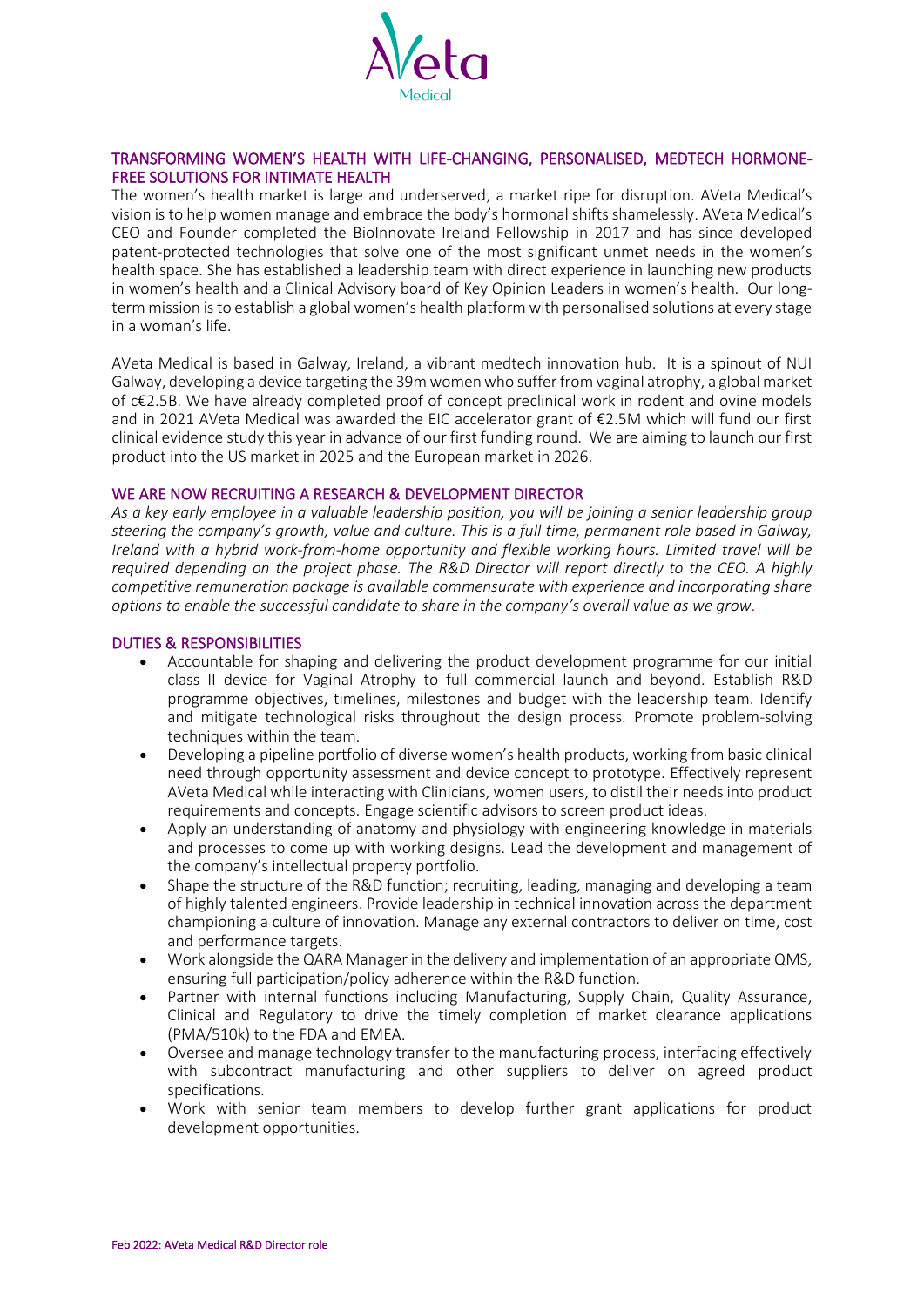## TRANSFORMING WOMEN'S HEALTH WITH LIFE-CHANGING, PERSONALISED, MEDTECH HORMONE-FREE SOLUTIONS FOR INTIMATE HEALTH

The women's health market is large and underserved, a market ripe for disruption. AVeta Medical's vision is to help women manage and embrace the body's hormonal shifts shamelessly. AVeta Medical's CEO and Founder completed the BioInnovate Ireland Fellowship in 2017 and has since developed patent-protected technologies that solve one of the most significant unmet needs in the women's health space. She has established a leadership team with direct experience in launching new products in women's health and a Clinical Advisory board of Key Opinion Leaders in women's health. Our long-term mission is to establish a global women's health platform with personalised solutions at every stage in a woman's life.

AVeta Medical is based in Galway, Ireland, a vibrant medtech innovation hub. It is a spinout of NUI Galway, developing a device targeting the 39m women who suffer from vaginal atrophy, a global market of c€2.5B. We have already completed proof of concept preclinical work in rodent and ovine models and in 2021 AVeta Medical was awarded the EIC accelerator grant of €2.5M which will fund our first clinical evidence study this year in advance of our first funding round. We are aiming to launch our first product into the US market in 2025 and the European market in 2026.

## WE ARE NOW RECRUITING A RESEARCH & DEVELOPMENT DIRECTOR

*As a key early employee in a valuable leadership position, you will be joining a senior leadership group steering the company's growth, value and culture. This is a full time, permanent role based in Galway, Ireland with a hybrid work-from-home opportunity and flexible working hours. Limited travel will be required depending on the project phase. The R&D Director will report directly to the CEO. A highly competitive remuneration package is available commensurate with experience and incorporating share options to enable the successful candidate to share in the company's overall value as we grow.*

## DUTIES & RESPONSIBILITIES

- Accountable for shaping and delivering the product development programme for our initial class II device for Vaginal Atrophy to full commercial launch and beyond. Establish R&D programme objectives, timelines, milestones and budget with the leadership team. Identify and mitigate technological risks throughout the design process. Promote problem-solving techniques within the team.
- Developing a pipeline portfolio of diverse women's health products, working from basic clinical need through opportunity assessment and device concept to prototype. Effectively represent AVeta Medical while interacting with Clinicians, women users, to distil their needs into product requirements and concepts. Engage scientific advisors to screen product ideas.
- Apply an understanding of anatomy and physiology with engineering knowledge in materials and processes to come up with working designs. Lead the development and management of the company's intellectual property portfolio.
- Shape the structure of the R&D function; recruiting, leading, managing and developing a team of highly talented engineers. Provide leadership in technical innovation across the department championing a culture of innovation. Manage any external contractors to deliver on time, cost and performance targets.
- Work alongside the QARA Manager in the delivery and implementation of an appropriate QMS, ensuring full participation/policy adherence within the R&D function.
- Partner with internal functions including Manufacturing, Supply Chain, Quality Assurance, Clinical and Regulatory to drive the timely completion of market clearance applications (PMA/510k) to the FDA and EMEA.
- Oversee and manage technology transfer to the manufacturing process, interfacing effectively with subcontract manufacturing and other suppliers to deliver on agreed product specifications.
- Work with senior team members to develop further grant applications for product development opportunities.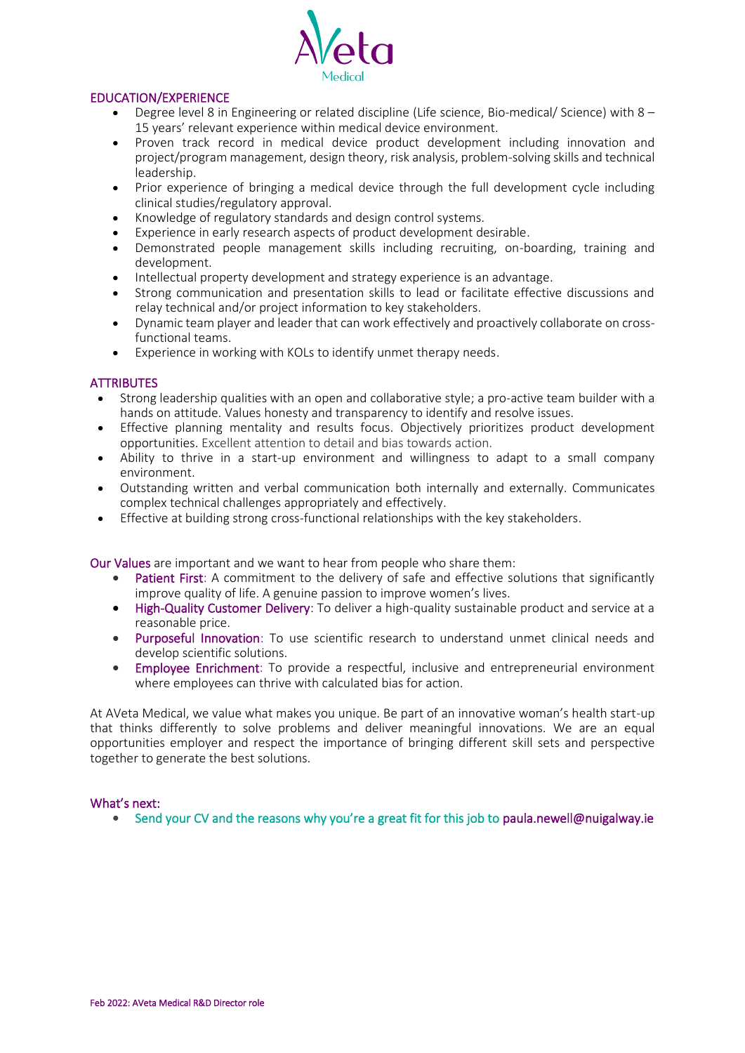## EDUCATION/EXPERIENCE

- Degree level 8 in Engineering or related discipline (Life science, Bio-medical/ Science) with 8 – 15 years' relevant experience within medical device environment.
- Proven track record in medical device product development including innovation and project/program management, design theory, risk analysis, problem-solving skills and technical leadership.
- Prior experience of bringing a medical device through the full development cycle including clinical studies/regulatory approval.
- Knowledge of regulatory standards and design control systems.
- Experience in early research aspects of product development desirable.
- Demonstrated people management skills including recruiting, on-boarding, training and development.
- Intellectual property development and strategy experience is an advantage.
- Strong communication and presentation skills to lead or facilitate effective discussions and relay technical and/or project information to key stakeholders.
- Dynamic team player and leader that can work effectively and proactively collaborate on cross-functional teams.
- Experience in working with KOLs to identify unmet therapy needs.

## ATTRIBUTES

- Strong leadership qualities with an open and collaborative style; a pro-active team builder with a hands on attitude. Values honesty and transparency to identify and resolve issues.
- Effective planning mentality and results focus. Objectively prioritizes product development opportunities. Excellent attention to detail and bias towards action.
- Ability to thrive in a start-up environment and willingness to adapt to a small company environment.
- Outstanding written and verbal communication both internally and externally. Communicates complex technical challenges appropriately and effectively.
- Effective at building strong cross-functional relationships with the key stakeholders.

**Our Values** are important and we want to hear from people who share them:

- **Patient First**: A commitment to the delivery of safe and effective solutions that significantly improve quality of life. A genuine passion to improve women's lives.
- **High-Quality Customer Delivery**: To deliver a high-quality sustainable product and service at a reasonable price.
- **Purposeful Innovation**: To use scientific research to understand unmet clinical needs and develop scientific solutions.
- **Employee Enrichment**: To provide a respectful, inclusive and entrepreneurial environment where employees can thrive with calculated bias for action.

At AVeta Medical, we value what makes you unique. Be part of an innovative woman's health start-up that thinks differently to solve problems and deliver meaningful innovations. We are an equal opportunities employer and respect the importance of bringing different skill sets and perspective together to generate the best solutions.

## What's next:

- Send your CV and the reasons why you're a great fit for this job to paula.newell@nuigalway.ie